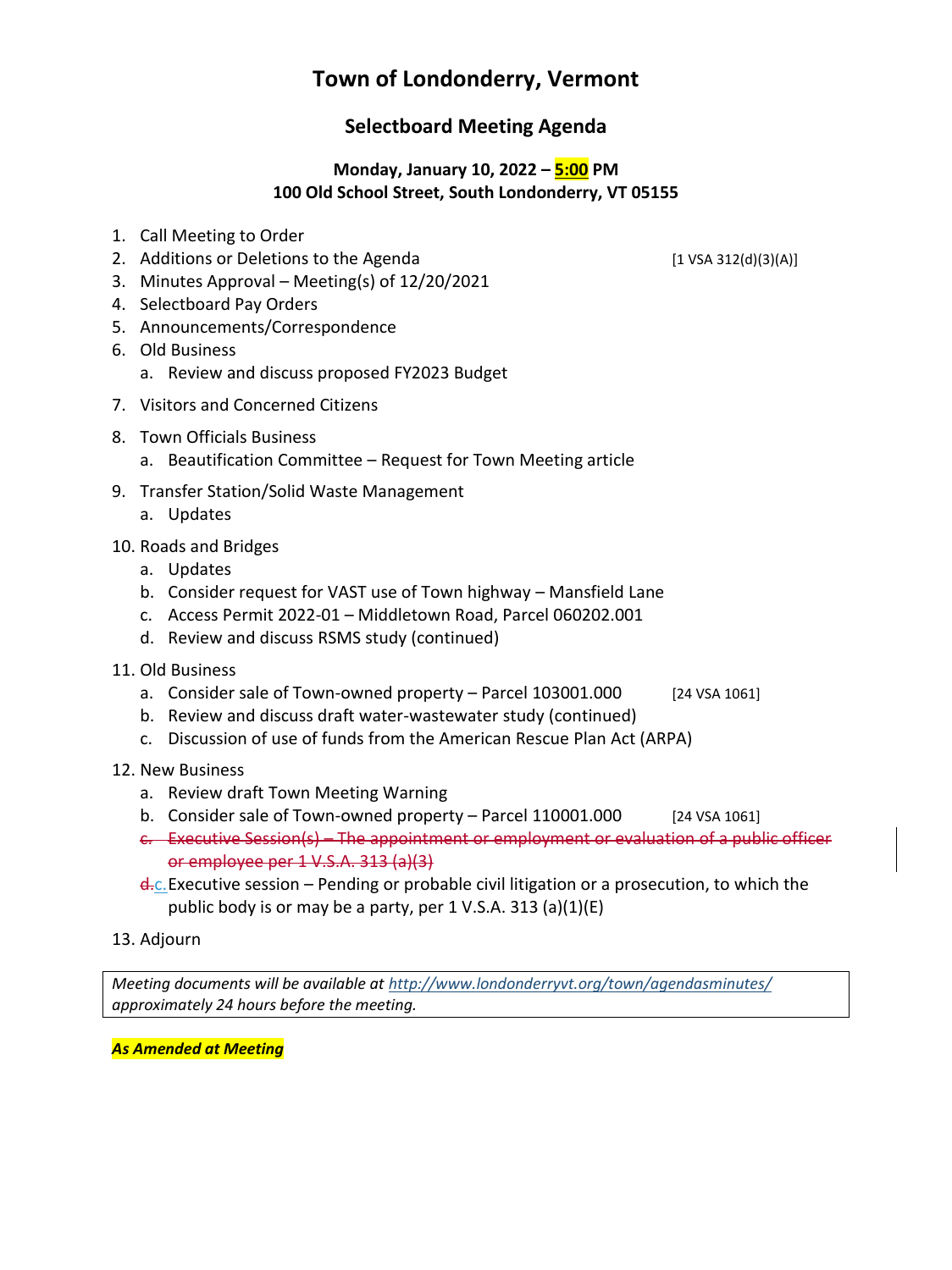# Town of Londonderry, Vermont

## Selectboard Meeting Agenda

**Monday, January 10, 2022 – 5:00 PM**
**100 Old School Street, South Londonderry, VT 05155**

1. Call Meeting to Order
2. Additions or Deletions to the Agenda [1 VSA 312(d)(3)(A)]
3. Minutes Approval – Meeting(s) of 12/20/2021
4. Selectboard Pay Orders
5. Announcements/Correspondence
6. Old Business
   a. Review and discuss proposed FY2023 Budget
7. Visitors and Concerned Citizens
8. Town Officials Business
   a. Beautification Committee – Request for Town Meeting article
9. Transfer Station/Solid Waste Management
   a. Updates
10. Roads and Bridges
    a. Updates
    b. Consider request for VAST use of Town highway – Mansfield Lane
    c. Access Permit 2022-01 – Middletown Road, Parcel 060202.001
    d. Review and discuss RSMS study (continued)
11. Old Business
    a. Consider sale of Town-owned property – Parcel 103001.000 [24 VSA 1061]
    b. Review and discuss draft water-wastewater study (continued)
    c. Discussion of use of funds from the American Rescue Plan Act (ARPA)
12. New Business
    a. Review draft Town Meeting Warning
    b. Consider sale of Town-owned property – Parcel 110001.000 [24 VSA 1061]
    ~~c. Executive Session(s) – The appointment or employment or evaluation of a public officer or employee per 1 V.S.A. 313 (a)(3)~~
    ~~d.~~c. Executive session – Pending or probable civil litigation or a prosecution, to which the public body is or may be a party, per 1 V.S.A. 313 (a)(1)(E)
13. Adjourn

*Meeting documents will be available at http://www.londonderryvt.org/town/agendasminutes/ approximately 24 hours before the meeting.*

***As Amended at Meeting***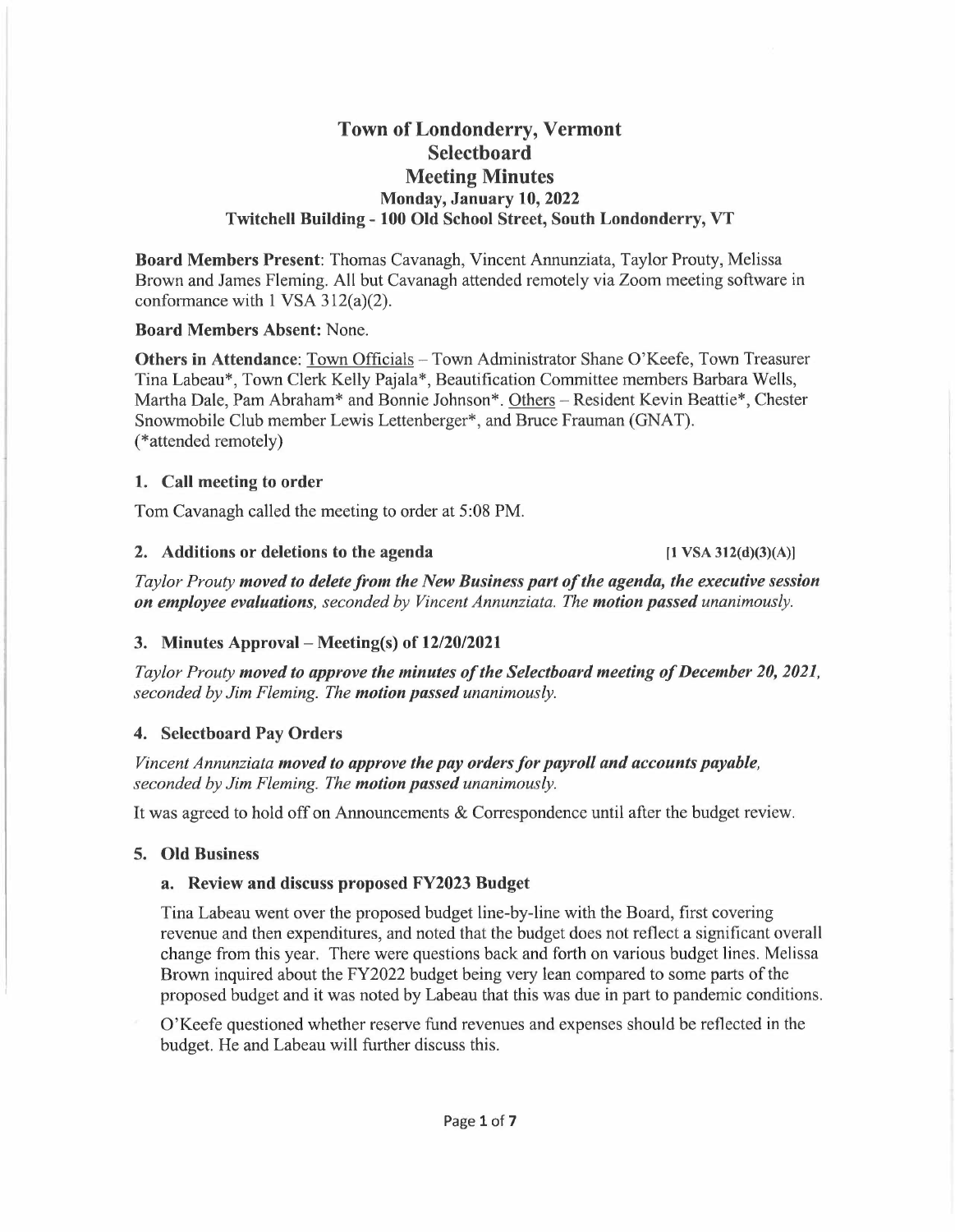# Town of Londonderry, Vermont
# Selectboard
# Meeting Minutes
### Monday, January 10, 2022
### Twitchell Building - 100 Old School Street, South Londonderry, VT

**Board Members Present**: Thomas Cavanagh, Vincent Annunziata, Taylor Prouty, Melissa Brown and James Fleming. All but Cavanagh attended remotely via Zoom meeting software in conformance with 1 VSA 312(a)(2).

**Board Members Absent:** None.

**Others in Attendance**: Town Officials – Town Administrator Shane O'Keefe, Town Treasurer Tina Labeau*, Town Clerk Kelly Pajala*, Beautification Committee members Barbara Wells, Martha Dale, Pam Abraham* and Bonnie Johnson*. Others – Resident Kevin Beattie*, Chester Snowmobile Club member Lewis Lettenberger*, and Bruce Frauman (GNAT). (*attended remotely)

## 1. Call meeting to order

Tom Cavanagh called the meeting to order at 5:08 PM.

## 2. Additions or deletions to the agenda [1 VSA 312(d)(3)(A)]

*Taylor Prouty* ***moved to delete from the New Business part of the agenda, the executive session on employee evaluations****, seconded by Vincent Annunziata. The* ***motion passed*** *unanimously.*

## 3. Minutes Approval – Meeting(s) of 12/20/2021

*Taylor Prouty* ***moved to approve the minutes of the Selectboard meeting of December 20, 2021****, seconded by Jim Fleming. The* ***motion passed*** *unanimously.*

## 4. Selectboard Pay Orders

*Vincent Annunziata* ***moved to approve the pay orders for payroll and accounts payable****, seconded by Jim Fleming. The* ***motion passed*** *unanimously.*

It was agreed to hold off on Announcements & Correspondence until after the budget review.

## 5. Old Business

### a. Review and discuss proposed FY2023 Budget

Tina Labeau went over the proposed budget line-by-line with the Board, first covering revenue and then expenditures, and noted that the budget does not reflect a significant overall change from this year. There were questions back and forth on various budget lines. Melissa Brown inquired about the FY2022 budget being very lean compared to some parts of the proposed budget and it was noted by Labeau that this was due in part to pandemic conditions.

O'Keefe questioned whether reserve fund revenues and expenses should be reflected in the budget. He and Labeau will further discuss this.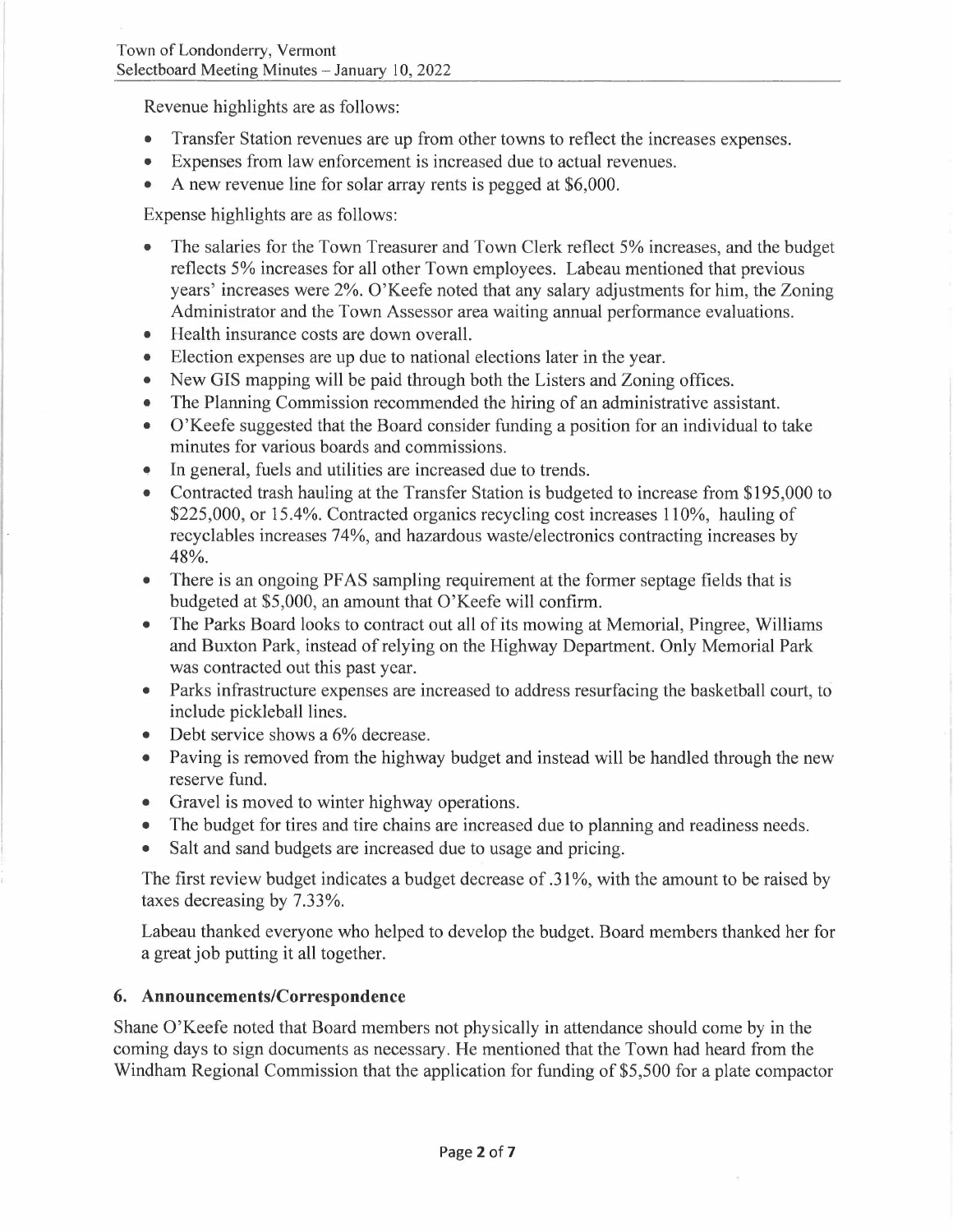Revenue highlights are as follows:

- Transfer Station revenues are up from other towns to reflect the increases expenses.
- Expenses from law enforcement is increased due to actual revenues.
- A new revenue line for solar array rents is pegged at $6,000.

Expense highlights are as follows:

- The salaries for the Town Treasurer and Town Clerk reflect 5% increases, and the budget reflects 5% increases for all other Town employees. Labeau mentioned that previous years' increases were 2%. O'Keefe noted that any salary adjustments for him, the Zoning Administrator and the Town Assessor area waiting annual performance evaluations.
- Health insurance costs are down overall.
- Election expenses are up due to national elections later in the year.
- New GIS mapping will be paid through both the Listers and Zoning offices.
- The Planning Commission recommended the hiring of an administrative assistant.
- O'Keefe suggested that the Board consider funding a position for an individual to take minutes for various boards and commissions.
- In general, fuels and utilities are increased due to trends.
- Contracted trash hauling at the Transfer Station is budgeted to increase from $195,000 to $225,000, or 15.4%. Contracted organics recycling cost increases 110%, hauling of recyclables increases 74%, and hazardous waste/electronics contracting increases by 48%.
- There is an ongoing PFAS sampling requirement at the former septage fields that is budgeted at $5,000, an amount that O'Keefe will confirm.
- The Parks Board looks to contract out all of its mowing at Memorial, Pingree, Williams and Buxton Park, instead of relying on the Highway Department. Only Memorial Park was contracted out this past year.
- Parks infrastructure expenses are increased to address resurfacing the basketball court, to include pickleball lines.
- Debt service shows a 6% decrease.
- Paving is removed from the highway budget and instead will be handled through the new reserve fund.
- Gravel is moved to winter highway operations.
- The budget for tires and tire chains are increased due to planning and readiness needs.
- Salt and sand budgets are increased due to usage and pricing.

The first review budget indicates a budget decrease of .31%, with the amount to be raised by taxes decreasing by 7.33%.

Labeau thanked everyone who helped to develop the budget. Board members thanked her for a great job putting it all together.

## 6. Announcements/Correspondence

Shane O'Keefe noted that Board members not physically in attendance should come by in the coming days to sign documents as necessary. He mentioned that the Town had heard from the Windham Regional Commission that the application for funding of $5,500 for a plate compactor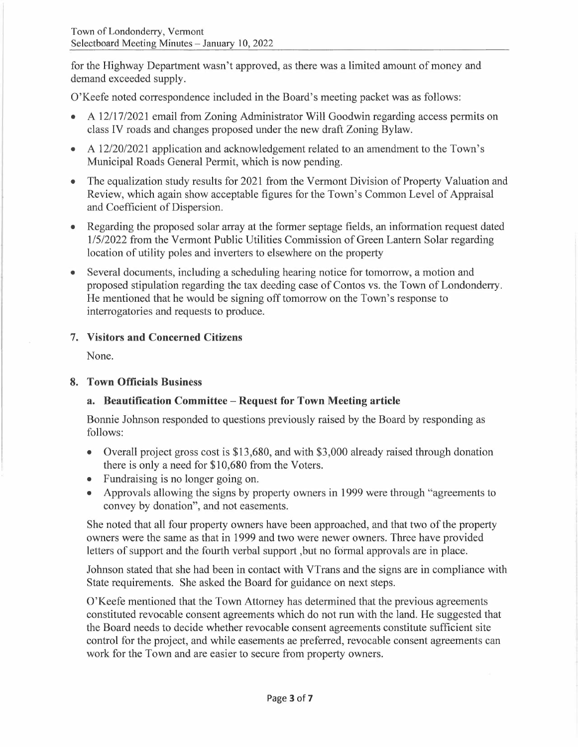for the Highway Department wasn't approved, as there was a limited amount of money and demand exceeded supply.

O'Keefe noted correspondence included in the Board's meeting packet was as follows:

- A 12/17/2021 email from Zoning Administrator Will Goodwin regarding access permits on class IV roads and changes proposed under the new draft Zoning Bylaw.
- A 12/20/2021 application and acknowledgement related to an amendment to the Town's Municipal Roads General Permit, which is now pending.
- The equalization study results for 2021 from the Vermont Division of Property Valuation and Review, which again show acceptable figures for the Town's Common Level of Appraisal and Coefficient of Dispersion.
- Regarding the proposed solar array at the former septage fields, an information request dated 1/5/2022 from the Vermont Public Utilities Commission of Green Lantern Solar regarding location of utility poles and inverters to elsewhere on the property
- Several documents, including a scheduling hearing notice for tomorrow, a motion and proposed stipulation regarding the tax deeding case of Contos vs. the Town of Londonderry. He mentioned that he would be signing off tomorrow on the Town's response to interrogatories and requests to produce.

## 7. Visitors and Concerned Citizens

None.

## 8. Town Officials Business

### a. Beautification Committee – Request for Town Meeting article

Bonnie Johnson responded to questions previously raised by the Board by responding as follows:

- Overall project gross cost is $13,680, and with $3,000 already raised through donation there is only a need for $10,680 from the Voters.
- Fundraising is no longer going on.
- Approvals allowing the signs by property owners in 1999 were through "agreements to convey by donation", and not easements.

She noted that all four property owners have been approached, and that two of the property owners were the same as that in 1999 and two were newer owners. Three have provided letters of support and the fourth verbal support ,but no formal approvals are in place.

Johnson stated that she had been in contact with VTrans and the signs are in compliance with State requirements. She asked the Board for guidance on next steps.

O'Keefe mentioned that the Town Attorney has determined that the previous agreements constituted revocable consent agreements which do not run with the land. He suggested that the Board needs to decide whether revocable consent agreements constitute sufficient site control for the project, and while easements ae preferred, revocable consent agreements can work for the Town and are easier to secure from property owners.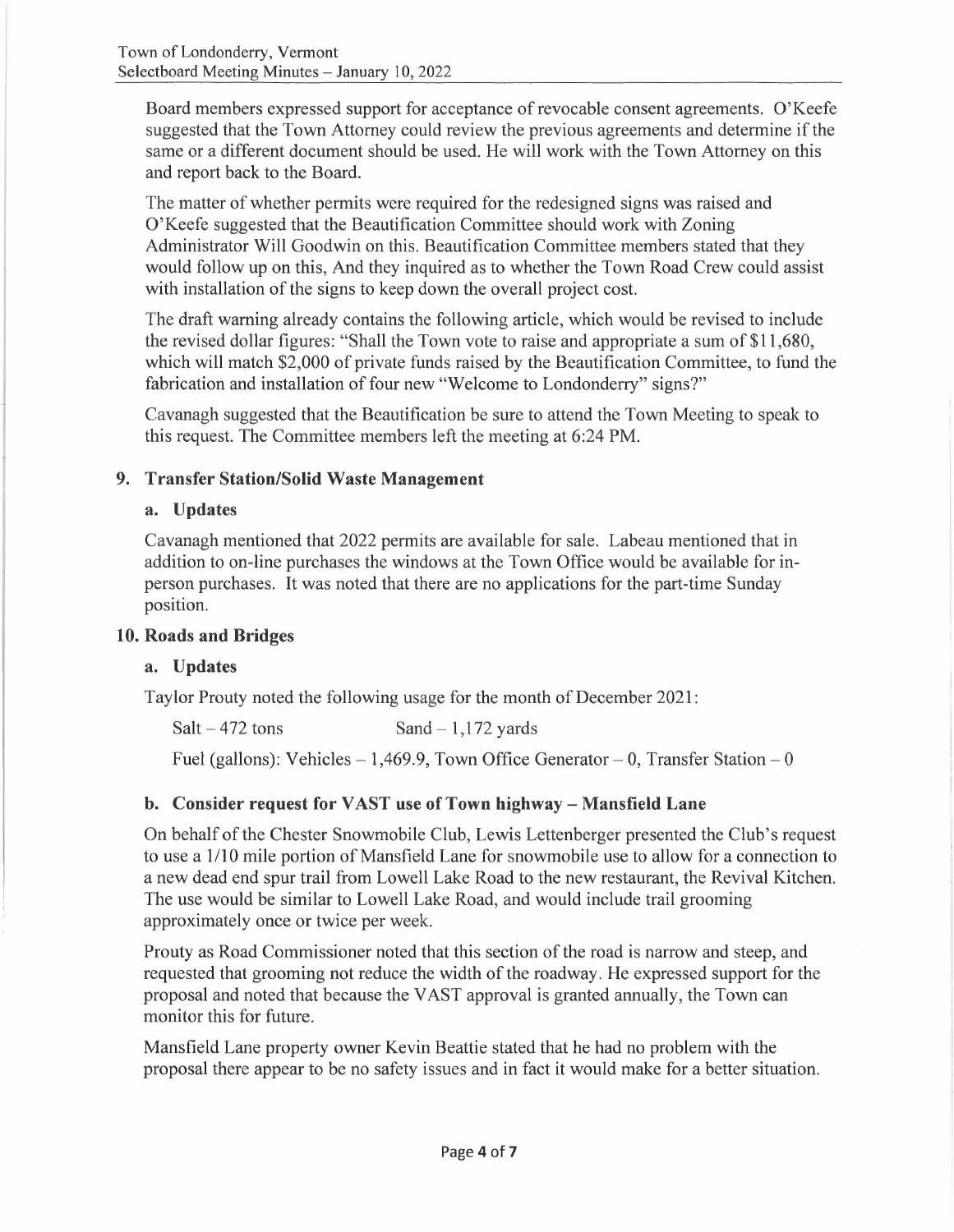Board members expressed support for acceptance of revocable consent agreements. O'Keefe suggested that the Town Attorney could review the previous agreements and determine if the same or a different document should be used. He will work with the Town Attorney on this and report back to the Board.

The matter of whether permits were required for the redesigned signs was raised and O'Keefe suggested that the Beautification Committee should work with Zoning Administrator Will Goodwin on this. Beautification Committee members stated that they would follow up on this, And they inquired as to whether the Town Road Crew could assist with installation of the signs to keep down the overall project cost.

The draft warning already contains the following article, which would be revised to include the revised dollar figures: "Shall the Town vote to raise and appropriate a sum of $11,680, which will match $2,000 of private funds raised by the Beautification Committee, to fund the fabrication and installation of four new "Welcome to Londonderry" signs?"

Cavanagh suggested that the Beautification be sure to attend the Town Meeting to speak to this request. The Committee members left the meeting at 6:24 PM.

## 9. Transfer Station/Solid Waste Management

### a. Updates

Cavanagh mentioned that 2022 permits are available for sale. Labeau mentioned that in addition to on-line purchases the windows at the Town Office would be available for in-person purchases. It was noted that there are no applications for the part-time Sunday position.

## 10. Roads and Bridges

### a. Updates

Taylor Prouty noted the following usage for the month of December 2021:

Salt – 472 tons        Sand – 1,172 yards

Fuel (gallons): Vehicles – 1,469.9, Town Office Generator – 0, Transfer Station – 0

### b. Consider request for VAST use of Town highway – Mansfield Lane

On behalf of the Chester Snowmobile Club, Lewis Lettenberger presented the Club's request to use a 1/10 mile portion of Mansfield Lane for snowmobile use to allow for a connection to a new dead end spur trail from Lowell Lake Road to the new restaurant, the Revival Kitchen. The use would be similar to Lowell Lake Road, and would include trail grooming approximately once or twice per week.

Prouty as Road Commissioner noted that this section of the road is narrow and steep, and requested that grooming not reduce the width of the roadway. He expressed support for the proposal and noted that because the VAST approval is granted annually, the Town can monitor this for future.

Mansfield Lane property owner Kevin Beattie stated that he had no problem with the proposal there appear to be no safety issues and in fact it would make for a better situation.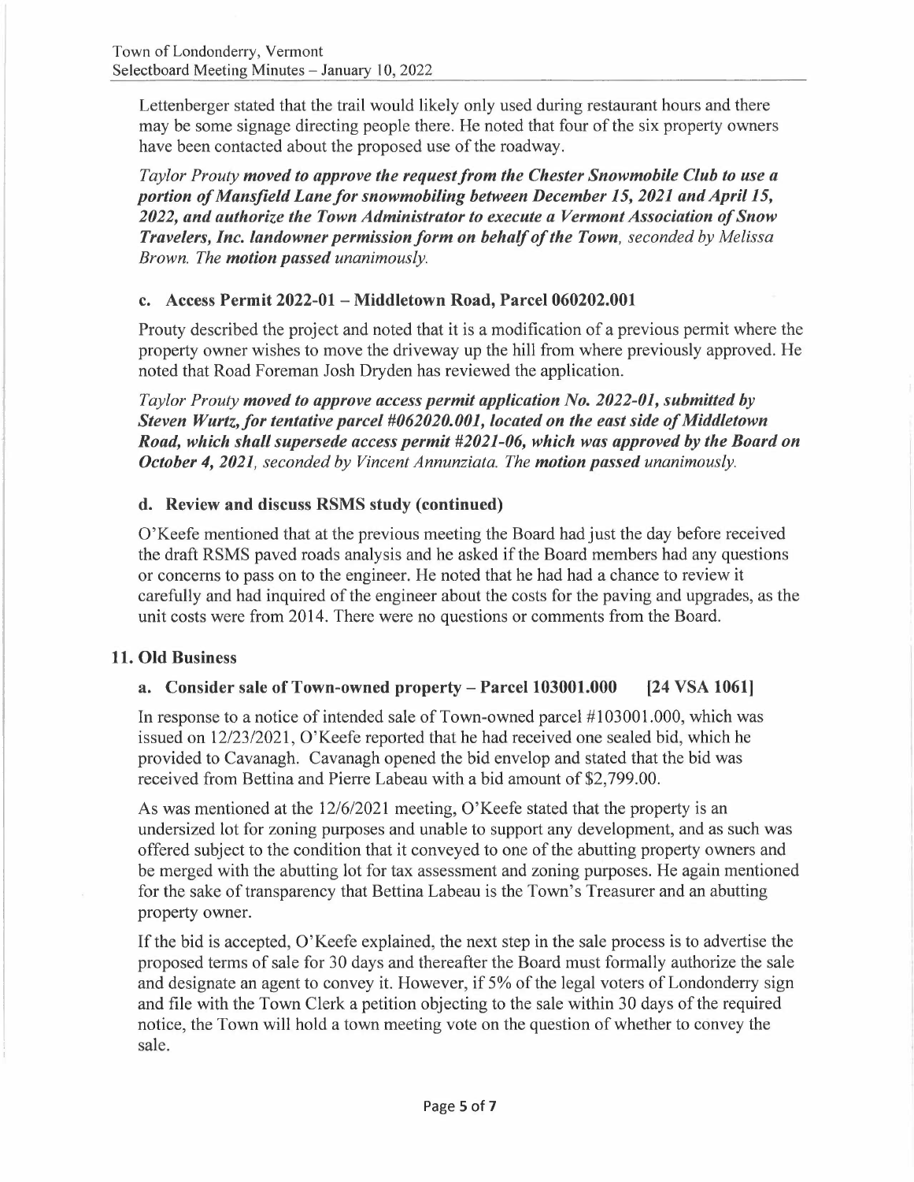Lettenberger stated that the trail would likely only used during restaurant hours and there may be some signage directing people there. He noted that four of the six property owners have been contacted about the proposed use of the roadway.

*Taylor Prouty* ***moved to approve the request from the Chester Snowmobile Club to use a portion of Mansfield Lane for snowmobiling between December 15, 2021 and April 15, 2022, and authorize the Town Administrator to execute a Vermont Association of Snow Travelers, Inc. landowner permission form on behalf of the Town****, seconded by Melissa Brown. The* ***motion passed*** *unanimously.*

### c. Access Permit 2022-01 – Middletown Road, Parcel 060202.001

Prouty described the project and noted that it is a modification of a previous permit where the property owner wishes to move the driveway up the hill from where previously approved. He noted that Road Foreman Josh Dryden has reviewed the application.

*Taylor Prouty* ***moved to approve access permit application No. 2022-01, submitted by Steven Wurtz, for tentative parcel #062020.001, located on the east side of Middletown Road, which shall supersede access permit #2021-06, which was approved by the Board on October 4, 2021****, seconded by Vincent Annunziata. The* ***motion passed*** *unanimously.*

### d. Review and discuss RSMS study (continued)

O'Keefe mentioned that at the previous meeting the Board had just the day before received the draft RSMS paved roads analysis and he asked if the Board members had any questions or concerns to pass on to the engineer. He noted that he had had a chance to review it carefully and had inquired of the engineer about the costs for the paving and upgrades, as the unit costs were from 2014. There were no questions or comments from the Board.

## 11. Old Business

### a. Consider sale of Town-owned property – Parcel 103001.000 [24 VSA 1061]

In response to a notice of intended sale of Town-owned parcel #103001.000, which was issued on 12/23/2021, O'Keefe reported that he had received one sealed bid, which he provided to Cavanagh. Cavanagh opened the bid envelop and stated that the bid was received from Bettina and Pierre Labeau with a bid amount of $2,799.00.

As was mentioned at the 12/6/2021 meeting, O'Keefe stated that the property is an undersized lot for zoning purposes and unable to support any development, and as such was offered subject to the condition that it conveyed to one of the abutting property owners and be merged with the abutting lot for tax assessment and zoning purposes. He again mentioned for the sake of transparency that Bettina Labeau is the Town's Treasurer and an abutting property owner.

If the bid is accepted, O'Keefe explained, the next step in the sale process is to advertise the proposed terms of sale for 30 days and thereafter the Board must formally authorize the sale and designate an agent to convey it. However, if 5% of the legal voters of Londonderry sign and file with the Town Clerk a petition objecting to the sale within 30 days of the required notice, the Town will hold a town meeting vote on the question of whether to convey the sale.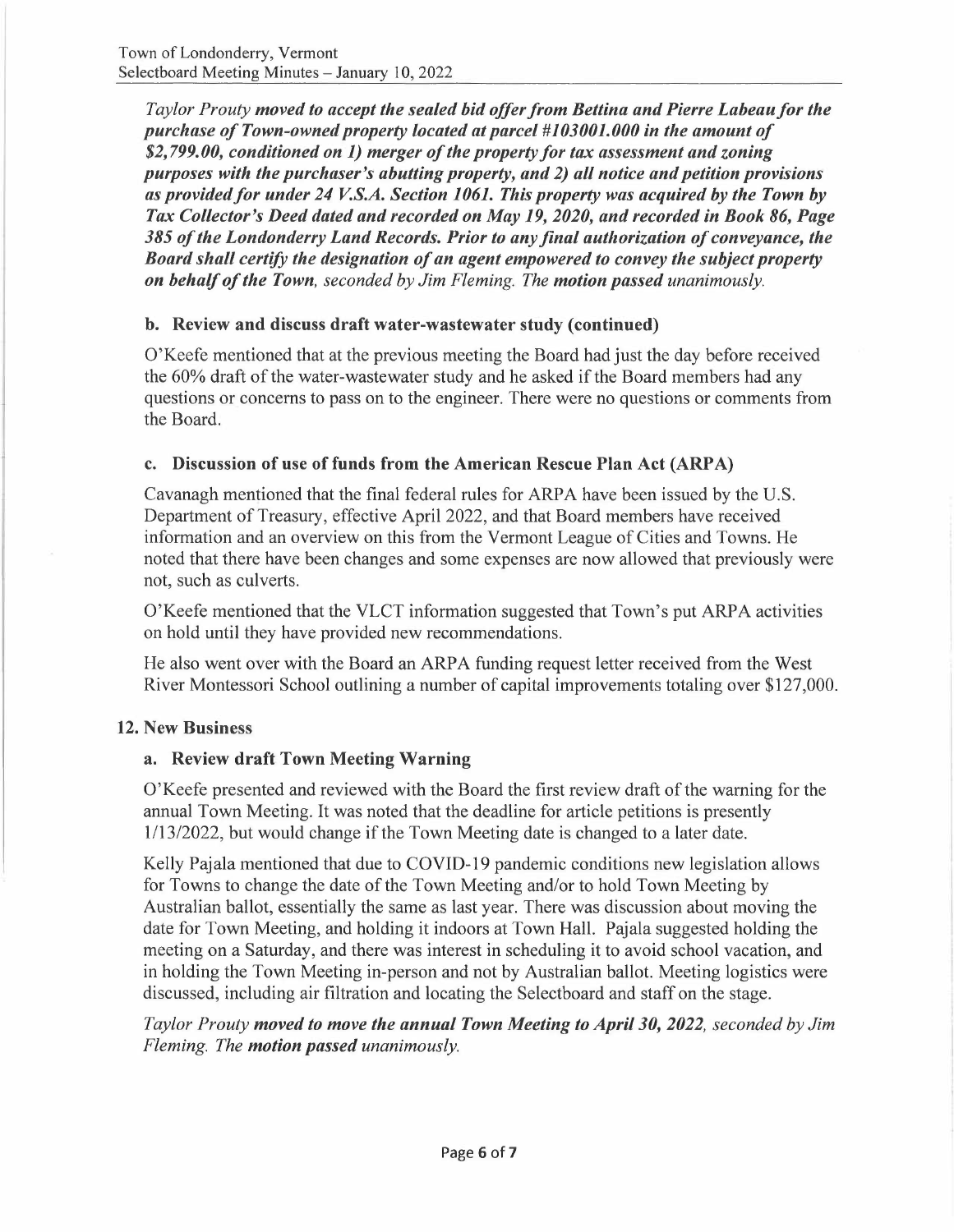*Taylor Prouty* ***moved to accept the sealed bid offer from Bettina and Pierre Labeau for the purchase of Town-owned property located at parcel #103001.000 in the amount of $2,799.00, conditioned on 1) merger of the property for tax assessment and zoning purposes with the purchaser's abutting property, and 2) all notice and petition provisions as provided for under 24 V.S.A. Section 1061. This property was acquired by the Town by Tax Collector's Deed dated and recorded on May 19, 2020, and recorded in Book 86, Page 385 of the Londonderry Land Records. Prior to any final authorization of conveyance, the Board shall certify the designation of an agent empowered to convey the subject property on behalf of the Town***, *seconded by Jim Fleming. The* ***motion passed*** *unanimously.*

### b. Review and discuss draft water-wastewater study (continued)

O'Keefe mentioned that at the previous meeting the Board had just the day before received the 60% draft of the water-wastewater study and he asked if the Board members had any questions or concerns to pass on to the engineer. There were no questions or comments from the Board.

### c. Discussion of use of funds from the American Rescue Plan Act (ARPA)

Cavanagh mentioned that the final federal rules for ARPA have been issued by the U.S. Department of Treasury, effective April 2022, and that Board members have received information and an overview on this from the Vermont League of Cities and Towns. He noted that there have been changes and some expenses are now allowed that previously were not, such as culverts.

O'Keefe mentioned that the VLCT information suggested that Town's put ARPA activities on hold until they have provided new recommendations.

He also went over with the Board an ARPA funding request letter received from the West River Montessori School outlining a number of capital improvements totaling over $127,000.

## 12. New Business

### a. Review draft Town Meeting Warning

O'Keefe presented and reviewed with the Board the first review draft of the warning for the annual Town Meeting. It was noted that the deadline for article petitions is presently 1/13/2022, but would change if the Town Meeting date is changed to a later date.

Kelly Pajala mentioned that due to COVID-19 pandemic conditions new legislation allows for Towns to change the date of the Town Meeting and/or to hold Town Meeting by Australian ballot, essentially the same as last year. There was discussion about moving the date for Town Meeting, and holding it indoors at Town Hall. Pajala suggested holding the meeting on a Saturday, and there was interest in scheduling it to avoid school vacation, and in holding the Town Meeting in-person and not by Australian ballot. Meeting logistics were discussed, including air filtration and locating the Selectboard and staff on the stage.

*Taylor Prouty* ***moved to move the annual Town Meeting to April 30, 2022***, *seconded by Jim Fleming. The* ***motion passed*** *unanimously.*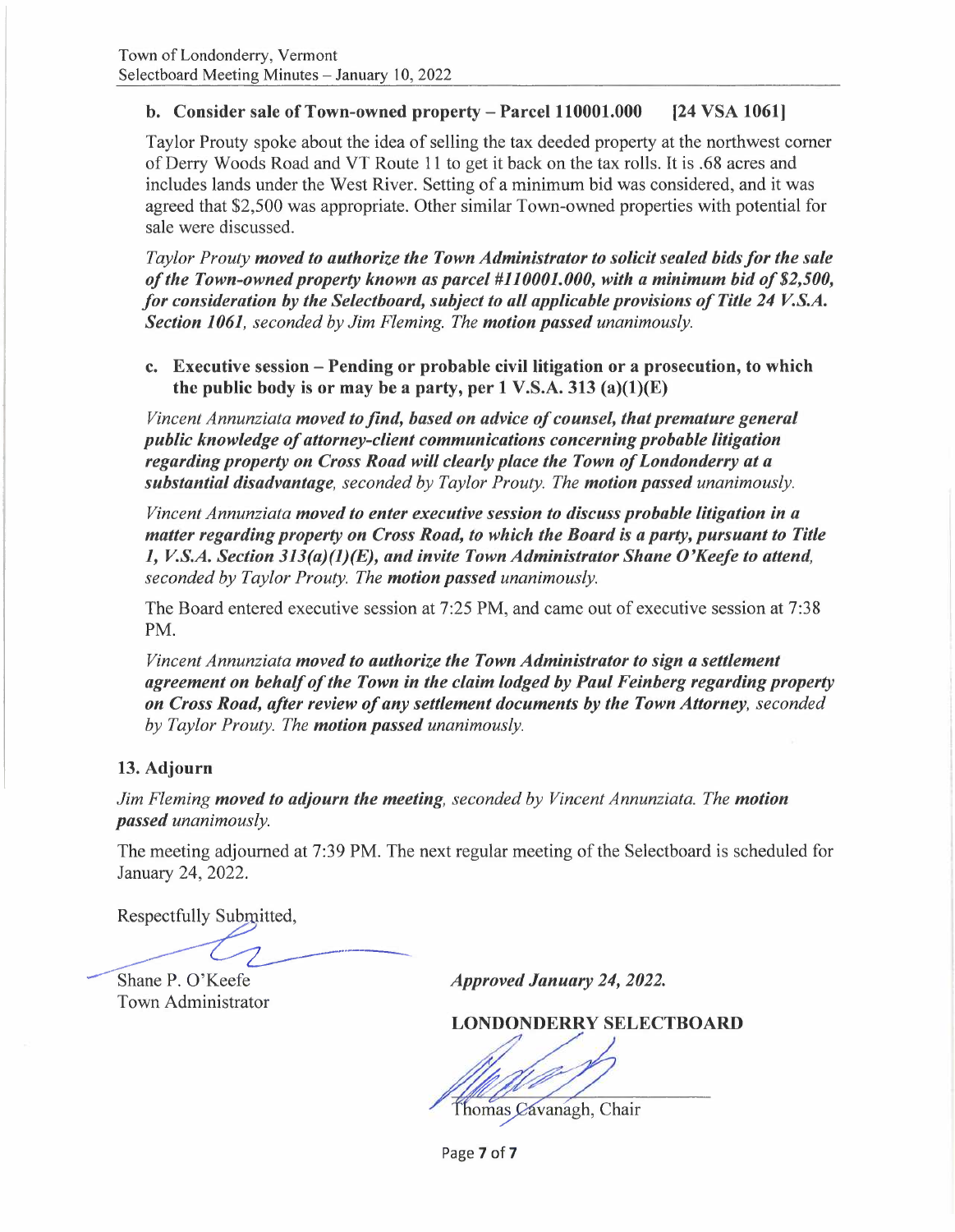**b. Consider sale of Town-owned property – Parcel 110001.000 [24 VSA 1061]**

Taylor Prouty spoke about the idea of selling the tax deeded property at the northwest corner of Derry Woods Road and VT Route 11 to get it back on the tax rolls. It is .68 acres and includes lands under the West River. Setting of a minimum bid was considered, and it was agreed that $2,500 was appropriate. Other similar Town-owned properties with potential for sale were discussed.

*Taylor Prouty* ***moved to authorize the Town Administrator to solicit sealed bids for the sale of the Town-owned property known as parcel #110001.000, with a minimum bid of $2,500, for consideration by the Selectboard, subject to all applicable provisions of Title 24 V.S.A. Section 1061****, seconded by Jim Fleming. The* ***motion passed*** *unanimously.*

**c. Executive session – Pending or probable civil litigation or a prosecution, to which the public body is or may be a party, per 1 V.S.A. 313 (a)(1)(E)**

*Vincent Annunziata* ***moved to find, based on advice of counsel, that premature general public knowledge of attorney-client communications concerning probable litigation regarding property on Cross Road will clearly place the Town of Londonderry at a substantial disadvantage****, seconded by Taylor Prouty. The* ***motion passed*** *unanimously.*

*Vincent Annunziata* ***moved to enter executive session to discuss probable litigation in a matter regarding property on Cross Road, to which the Board is a party, pursuant to Title 1, V.S.A. Section 313(a)(1)(E), and invite Town Administrator Shane O'Keefe to attend****, seconded by Taylor Prouty. The* ***motion passed*** *unanimously.*

The Board entered executive session at 7:25 PM, and came out of executive session at 7:38 PM.

*Vincent Annunziata* ***moved to authorize the Town Administrator to sign a settlement agreement on behalf of the Town in the claim lodged by Paul Feinberg regarding property on Cross Road, after review of any settlement documents by the Town Attorney****, seconded by Taylor Prouty. The* ***motion passed*** *unanimously.*

## 13. Adjourn

*Jim Fleming* ***moved to adjourn the meeting****, seconded by Vincent Annunziata. The* ***motion passed*** *unanimously.*

The meeting adjourned at 7:39 PM. The next regular meeting of the Selectboard is scheduled for January 24, 2022.

Respectfully Submitted,

Shane P. O'Keefe
Town Administrator

***Approved January 24, 2022.***

**LONDONDERRY SELECTBOARD**

Thomas Cavanagh, Chair